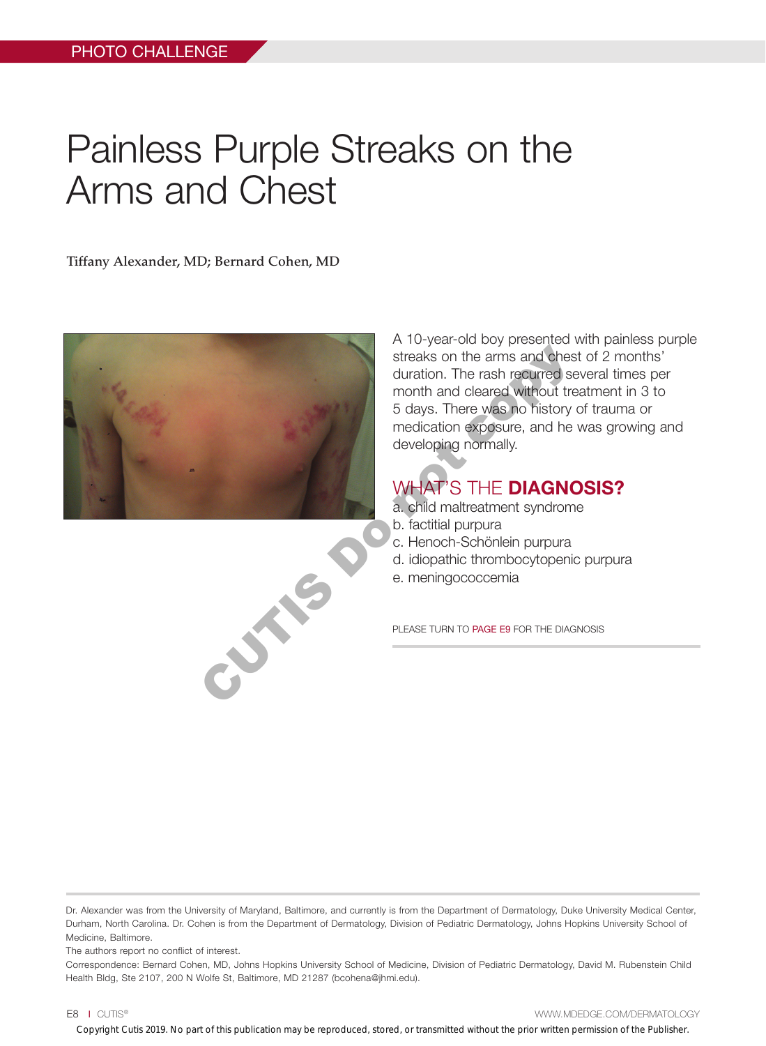PHOTO CHALLENGE

# Painless Purple Streaks on the Arms and Chest

**Tiffany Alexander, MD; Bernard Cohen, MD**

A 10-year-old boy presented with painless purple streaks on the arms and chest of 2 months' duration. The rash recurred several times per month and cleared without treatment in 3 to 5 days. There was no history of trauma or medication exposure, and he was growing and developing normally.

## WHAT'S THE **DIAGNOSIS?**

a. child maltreatment syndrome
b. factitial purpura
c. Henoch-Schönlein purpura
d. idiopathic thrombocytopenic purpura
e. meningococcemia

PLEASE TURN TO PAGE E9 FOR THE DIAGNOSIS

Dr. Alexander was from the University of Maryland, Baltimore, and currently is from the Department of Dermatology, Duke University Medical Center, Durham, North Carolina. Dr. Cohen is from the Department of Dermatology, Division of Pediatric Dermatology, Johns Hopkins University School of Medicine, Baltimore.

The authors report no conflict of interest.

Correspondence: Bernard Cohen, MD, Johns Hopkins University School of Medicine, Division of Pediatric Dermatology, David M. Rubenstein Child Health Bldg, Ste 2107, 200 N Wolfe St, Baltimore, MD 21287 (bcohena@jhmi.edu).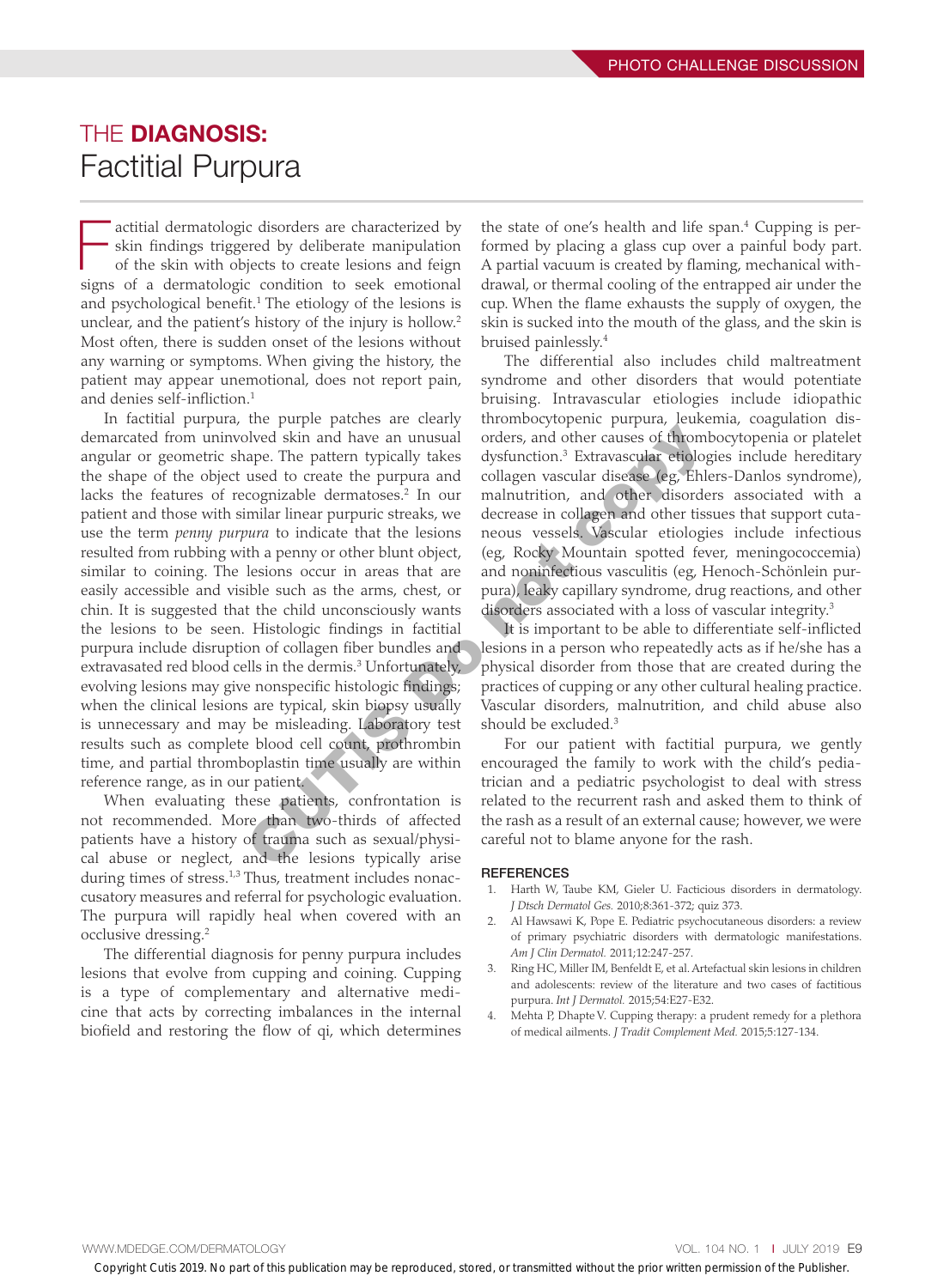# THE **DIAGNOSIS:**
## Factitial Purpura

Factitial dermatologic disorders are characterized by skin findings triggered by deliberate manipulation of the skin with objects to create lesions and feign signs of a dermatologic condition to seek emotional and psychological benefit.[1] The etiology of the lesions is unclear, and the patient's history of the injury is hollow.[2] Most often, there is sudden onset of the lesions without any warning or symptoms. When giving the history, the patient may appear unemotional, does not report pain, and denies self-infliction.[1]

In factitial purpura, the purple patches are clearly demarcated from uninvolved skin and have an unusual angular or geometric shape. The pattern typically takes the shape of the object used to create the purpura and lacks the features of recognizable dermatoses.[2] In our patient and those with similar linear purpuric streaks, we use the term *penny purpura* to indicate that the lesions resulted from rubbing with a penny or other blunt object, similar to coining. The lesions occur in areas that are easily accessible and visible such as the arms, chest, or chin. It is suggested that the child unconsciously wants the lesions to be seen. Histologic findings in factitial purpura include disruption of collagen fiber bundles and extravasated red blood cells in the dermis.[3] Unfortunately, evolving lesions may give nonspecific histologic findings; when the clinical lesions are typical, skin biopsy usually is unnecessary and may be misleading. Laboratory test results such as complete blood cell count, prothrombin time, and partial thromboplastin time usually are within reference range, as in our patient.

When evaluating these patients, confrontation is not recommended. More than two-thirds of affected patients have a history of trauma such as sexual/physical abuse or neglect, and the lesions typically arise during times of stress.[1,3] Thus, treatment includes nonaccusatory measures and referral for psychologic evaluation. The purpura will rapidly heal when covered with an occlusive dressing.[2]

The differential diagnosis for penny purpura includes lesions that evolve from cupping and coining. Cupping is a type of complementary and alternative medicine that acts by correcting imbalances in the internal biofield and restoring the flow of qi, which determines the state of one's health and life span.[4] Cupping is performed by placing a glass cup over a painful body part. A partial vacuum is created by flaming, mechanical withdrawal, or thermal cooling of the entrapped air under the cup. When the flame exhausts the supply of oxygen, the skin is sucked into the mouth of the glass, and the skin is bruised painlessly.[4]

The differential also includes child maltreatment syndrome and other disorders that would potentiate bruising. Intravascular etiologies include idiopathic thrombocytopenic purpura, leukemia, coagulation disorders, and other causes of thrombocytopenia or platelet dysfunction.[3] Extravascular etiologies include hereditary collagen vascular disease (eg, Ehlers-Danlos syndrome), malnutrition, and other disorders associated with a decrease in collagen and other tissues that support cutaneous vessels. Vascular etiologies include infectious (eg, Rocky Mountain spotted fever, meningococcemia) and noninfectious vasculitis (eg, Henoch-Schönlein purpura), leaky capillary syndrome, drug reactions, and other disorders associated with a loss of vascular integrity.[3]

It is important to be able to differentiate self-inflicted lesions in a person who repeatedly acts as if he/she has a physical disorder from those that are created during the practices of cupping or any other cultural healing practice. Vascular disorders, malnutrition, and child abuse also should be excluded.[3]

For our patient with factitial purpura, we gently encouraged the family to work with the child's pediatrician and a pediatric psychologist to deal with stress related to the recurrent rash and asked them to think of the rash as a result of an external cause; however, we were careful not to blame anyone for the rash.

### REFERENCES

1. Harth W, Taube KM, Gieler U. Facticious disorders in dermatology. *J Dtsch Dermatol Ges.* 2010;8:361-372; quiz 373.
2. Al Hawsawi K, Pope E. Pediatric psychocutaneous disorders: a review of primary psychiatric disorders with dermatologic manifestations. *Am J Clin Dermatol.* 2011;12:247-257.
3. Ring HC, Miller IM, Benfeldt E, et al. Artefactual skin lesions in children and adolescents: review of the literature and two cases of factitious purpura. *Int J Dermatol.* 2015;54:E27-E32.
4. Mehta P, Dhapte V. Cupping therapy: a prudent remedy for a plethora of medical ailments. *J Tradit Complement Med.* 2015;5:127-134.